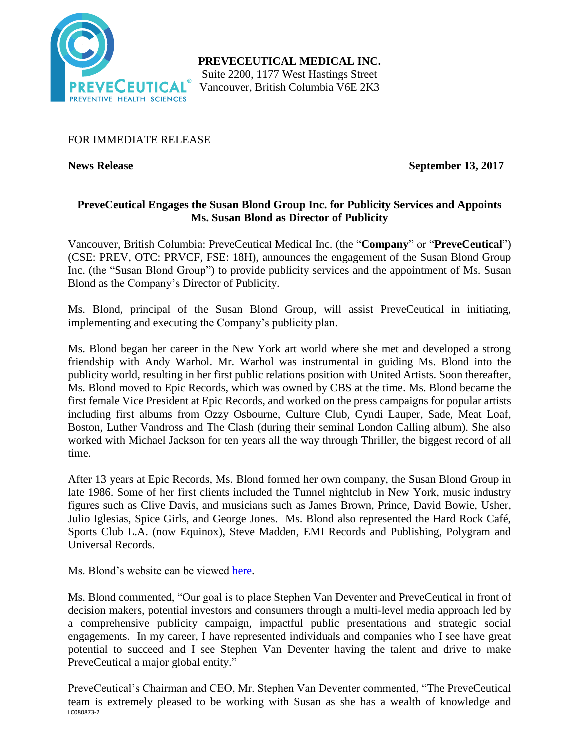**PREVECEUTICAL MEDICAL INC.**
Suite 2200, 1177 West Hastings Street
Vancouver, British Columbia V6E 2K3

FOR IMMEDIATE RELEASE

**News Release** **September 13, 2017**

## PreveCeutical Engages the Susan Blond Group Inc. for Publicity Services and Appoints Ms. Susan Blond as Director of Publicity

Vancouver, British Columbia: PreveCeutical Medical Inc. (the "**Company**" or "**PreveCeutical**") (CSE: PREV, OTC: PRVCF, FSE: 18H), announces the engagement of the Susan Blond Group Inc. (the "Susan Blond Group") to provide publicity services and the appointment of Ms. Susan Blond as the Company's Director of Publicity.

Ms. Blond, principal of the Susan Blond Group, will assist PreveCeutical in initiating, implementing and executing the Company's publicity plan.

Ms. Blond began her career in the New York art world where she met and developed a strong friendship with Andy Warhol. Mr. Warhol was instrumental in guiding Ms. Blond into the publicity world, resulting in her first public relations position with United Artists. Soon thereafter, Ms. Blond moved to Epic Records, which was owned by CBS at the time. Ms. Blond became the first female Vice President at Epic Records, and worked on the press campaigns for popular artists including first albums from Ozzy Osbourne, Culture Club, Cyndi Lauper, Sade, Meat Loaf, Boston, Luther Vandross and The Clash (during their seminal London Calling album). She also worked with Michael Jackson for ten years all the way through Thriller, the biggest record of all time.

After 13 years at Epic Records, Ms. Blond formed her own company, the Susan Blond Group in late 1986. Some of her first clients included the Tunnel nightclub in New York, music industry figures such as Clive Davis, and musicians such as James Brown, Prince, David Bowie, Usher, Julio Iglesias, Spice Girls, and George Jones. Ms. Blond also represented the Hard Rock Café, Sports Club L.A. (now Equinox), Steve Madden, EMI Records and Publishing, Polygram and Universal Records.

Ms. Blond's website can be viewed here.

Ms. Blond commented, "Our goal is to place Stephen Van Deventer and PreveCeutical in front of decision makers, potential investors and consumers through a multi-level media approach led by a comprehensive publicity campaign, impactful public presentations and strategic social engagements. In my career, I have represented individuals and companies who I see have great potential to succeed and I see Stephen Van Deventer having the talent and drive to make PreveCeutical a major global entity."

PreveCeutical's Chairman and CEO, Mr. Stephen Van Deventer commented, "The PreveCeutical team is extremely pleased to be working with Susan as she has a wealth of knowledge and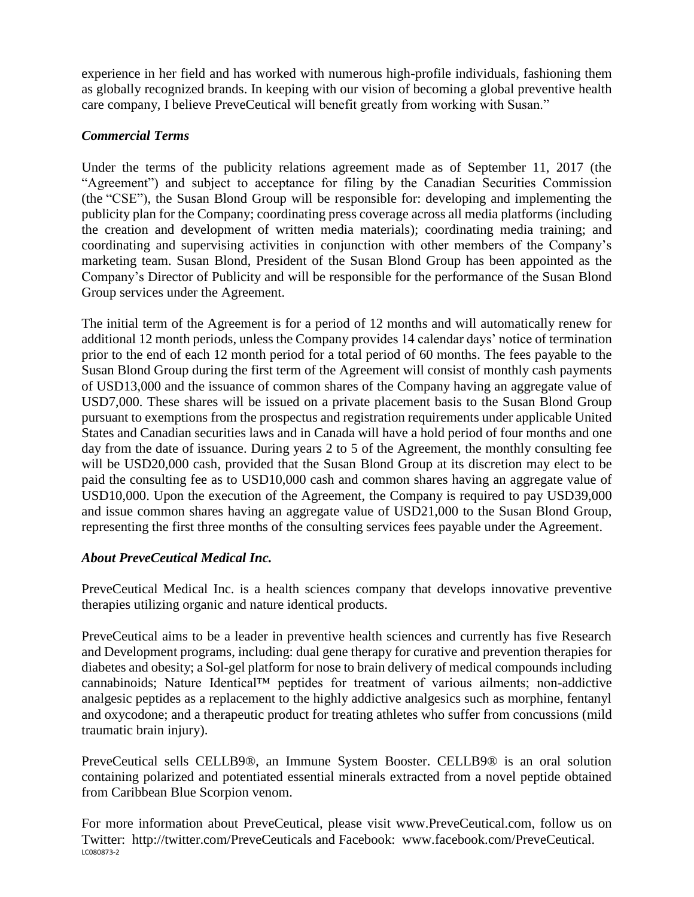experience in her field and has worked with numerous high-profile individuals, fashioning them as globally recognized brands. In keeping with our vision of becoming a global preventive health care company, I believe PreveCeutical will benefit greatly from working with Susan."

### *Commercial Terms*

Under the terms of the publicity relations agreement made as of September 11, 2017 (the "Agreement") and subject to acceptance for filing by the Canadian Securities Commission (the "CSE"), the Susan Blond Group will be responsible for: developing and implementing the publicity plan for the Company; coordinating press coverage across all media platforms (including the creation and development of written media materials); coordinating media training; and coordinating and supervising activities in conjunction with other members of the Company's marketing team. Susan Blond, President of the Susan Blond Group has been appointed as the Company's Director of Publicity and will be responsible for the performance of the Susan Blond Group services under the Agreement.

The initial term of the Agreement is for a period of 12 months and will automatically renew for additional 12 month periods, unless the Company provides 14 calendar days' notice of termination prior to the end of each 12 month period for a total period of 60 months. The fees payable to the Susan Blond Group during the first term of the Agreement will consist of monthly cash payments of USD13,000 and the issuance of common shares of the Company having an aggregate value of USD7,000. These shares will be issued on a private placement basis to the Susan Blond Group pursuant to exemptions from the prospectus and registration requirements under applicable United States and Canadian securities laws and in Canada will have a hold period of four months and one day from the date of issuance. During years 2 to 5 of the Agreement, the monthly consulting fee will be USD20,000 cash, provided that the Susan Blond Group at its discretion may elect to be paid the consulting fee as to USD10,000 cash and common shares having an aggregate value of USD10,000. Upon the execution of the Agreement, the Company is required to pay USD39,000 and issue common shares having an aggregate value of USD21,000 to the Susan Blond Group, representing the first three months of the consulting services fees payable under the Agreement.

### *About PreveCeutical Medical Inc.*

PreveCeutical Medical Inc. is a health sciences company that develops innovative preventive therapies utilizing organic and nature identical products.

PreveCeutical aims to be a leader in preventive health sciences and currently has five Research and Development programs, including: dual gene therapy for curative and prevention therapies for diabetes and obesity; a Sol-gel platform for nose to brain delivery of medical compounds including cannabinoids; Nature Identical™ peptides for treatment of various ailments; non-addictive analgesic peptides as a replacement to the highly addictive analgesics such as morphine, fentanyl and oxycodone; and a therapeutic product for treating athletes who suffer from concussions (mild traumatic brain injury).

PreveCeutical sells CELLB9®, an Immune System Booster. CELLB9® is an oral solution containing polarized and potentiated essential minerals extracted from a novel peptide obtained from Caribbean Blue Scorpion venom.

For more information about PreveCeutical, please visit www.PreveCeutical.com, follow us on Twitter: http://twitter.com/PreveCeuticals and Facebook: www.facebook.com/PreveCeutical.

LC080873-2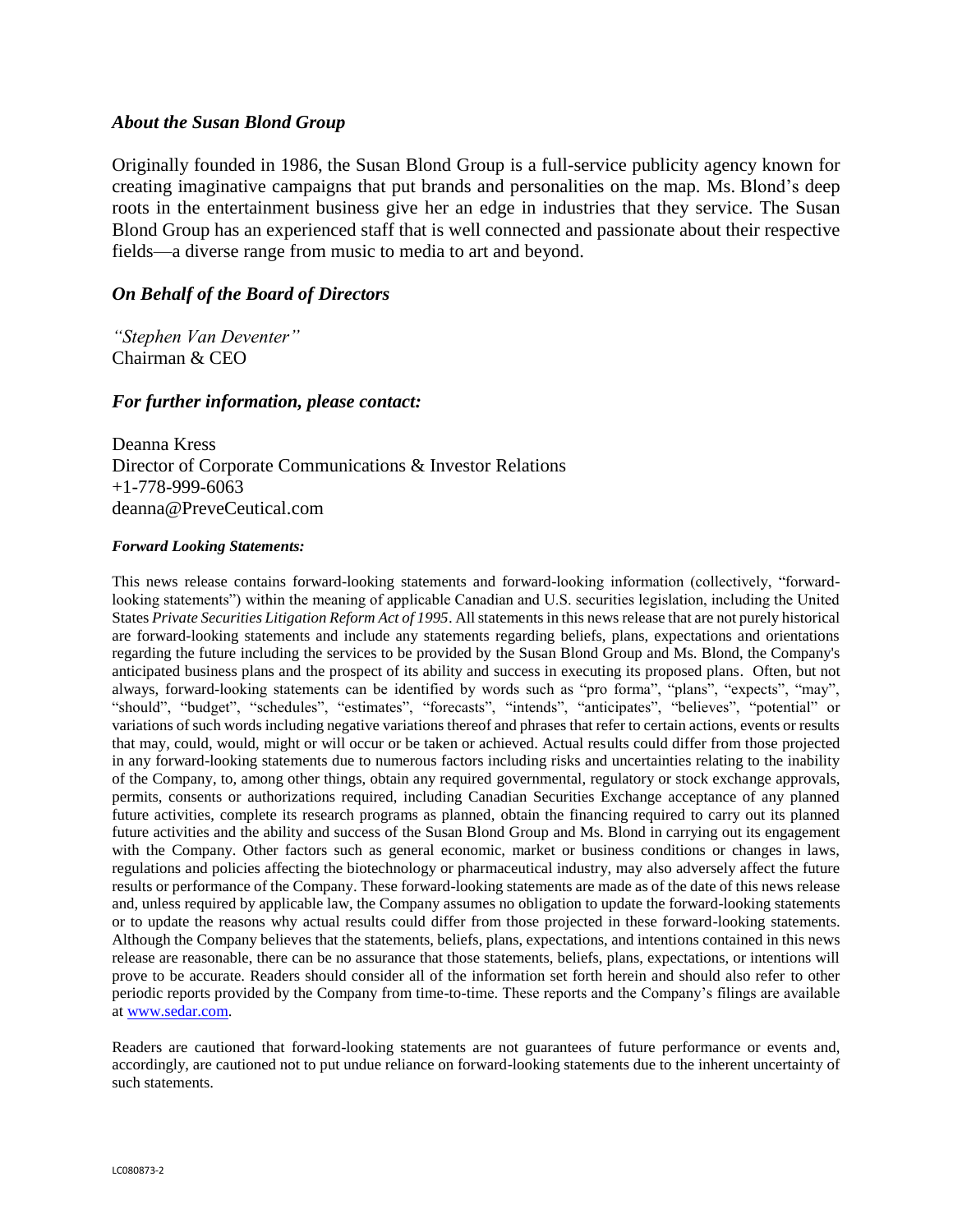### *About the Susan Blond Group*

Originally founded in 1986, the Susan Blond Group is a full-service publicity agency known for creating imaginative campaigns that put brands and personalities on the map. Ms. Blond's deep roots in the entertainment business give her an edge in industries that they service. The Susan Blond Group has an experienced staff that is well connected and passionate about their respective fields—a diverse range from music to media to art and beyond.

### *On Behalf of the Board of Directors*

*"Stephen Van Deventer"*
Chairman & CEO

### *For further information, please contact:*

Deanna Kress
Director of Corporate Communications & Investor Relations
+1-778-999-6063
deanna@PreveCeutical.com

***Forward Looking Statements:***

This news release contains forward-looking statements and forward-looking information (collectively, "forward-looking statements") within the meaning of applicable Canadian and U.S. securities legislation, including the United States *Private Securities Litigation Reform Act of 1995*. All statements in this news release that are not purely historical are forward-looking statements and include any statements regarding beliefs, plans, expectations and orientations regarding the future including the services to be provided by the Susan Blond Group and Ms. Blond, the Company's anticipated business plans and the prospect of its ability and success in executing its proposed plans. Often, but not always, forward-looking statements can be identified by words such as "pro forma", "plans", "expects", "may", "should", "budget", "schedules", "estimates", "forecasts", "intends", "anticipates", "believes", "potential" or variations of such words including negative variations thereof and phrases that refer to certain actions, events or results that may, could, would, might or will occur or be taken or achieved. Actual results could differ from those projected in any forward-looking statements due to numerous factors including risks and uncertainties relating to the inability of the Company, to, among other things, obtain any required governmental, regulatory or stock exchange approvals, permits, consents or authorizations required, including Canadian Securities Exchange acceptance of any planned future activities, complete its research programs as planned, obtain the financing required to carry out its planned future activities and the ability and success of the Susan Blond Group and Ms. Blond in carrying out its engagement with the Company. Other factors such as general economic, market or business conditions or changes in laws, regulations and policies affecting the biotechnology or pharmaceutical industry, may also adversely affect the future results or performance of the Company. These forward-looking statements are made as of the date of this news release and, unless required by applicable law, the Company assumes no obligation to update the forward-looking statements or to update the reasons why actual results could differ from those projected in these forward-looking statements. Although the Company believes that the statements, beliefs, plans, expectations, and intentions contained in this news release are reasonable, there can be no assurance that those statements, beliefs, plans, expectations, or intentions will prove to be accurate. Readers should consider all of the information set forth herein and should also refer to other periodic reports provided by the Company from time-to-time. These reports and the Company's filings are available at www.sedar.com.

Readers are cautioned that forward-looking statements are not guarantees of future performance or events and, accordingly, are cautioned not to put undue reliance on forward-looking statements due to the inherent uncertainty of such statements.

LC080873-2